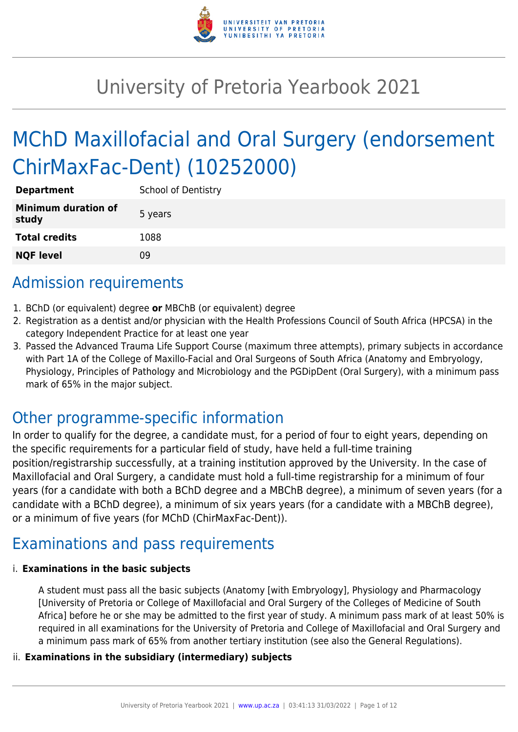# University of Pretoria Yearbook 2021

# MChD Maxillofacial and Oral Surgery (endorsement ChirMaxFac-Dent) (10252000)

| | |
|---|---|
| **Department** | School of Dentistry |
| **Minimum duration of study** | 5 years |
| **Total credits** | 1088 |
| **NQF level** | 09 |

## Admission requirements

1. BChD (or equivalent) degree **or** MBChB (or equivalent) degree
2. Registration as a dentist and/or physician with the Health Professions Council of South Africa (HPCSA) in the category Independent Practice for at least one year
3. Passed the Advanced Trauma Life Support Course (maximum three attempts), primary subjects in accordance with Part 1A of the College of Maxillo-Facial and Oral Surgeons of South Africa (Anatomy and Embryology, Physiology, Principles of Pathology and Microbiology and the PGDipDent (Oral Surgery), with a minimum pass mark of 65% in the major subject.

## Other programme-specific information

In order to qualify for the degree, a candidate must, for a period of four to eight years, depending on the specific requirements for a particular field of study, have held a full-time training position/registrarship successfully, at a training institution approved by the University. In the case of Maxillofacial and Oral Surgery, a candidate must hold a full-time registrarship for a minimum of four years (for a candidate with both a BChD degree and a MBChB degree), a minimum of seven years (for a candidate with a BChD degree), a minimum of six years years (for a candidate with a MBChB degree), or a minimum of five years (for MChD (ChirMaxFac-Dent)).

## Examinations and pass requirements

i. **Examinations in the basic subjects**

A student must pass all the basic subjects (Anatomy [with Embryology], Physiology and Pharmacology [University of Pretoria or College of Maxillofacial and Oral Surgery of the Colleges of Medicine of South Africa] before he or she may be admitted to the first year of study. A minimum pass mark of at least 50% is required in all examinations for the University of Pretoria and College of Maxillofacial and Oral Surgery and a minimum pass mark of 65% from another tertiary institution (see also the General Regulations).

ii. **Examinations in the subsidiary (intermediary) subjects**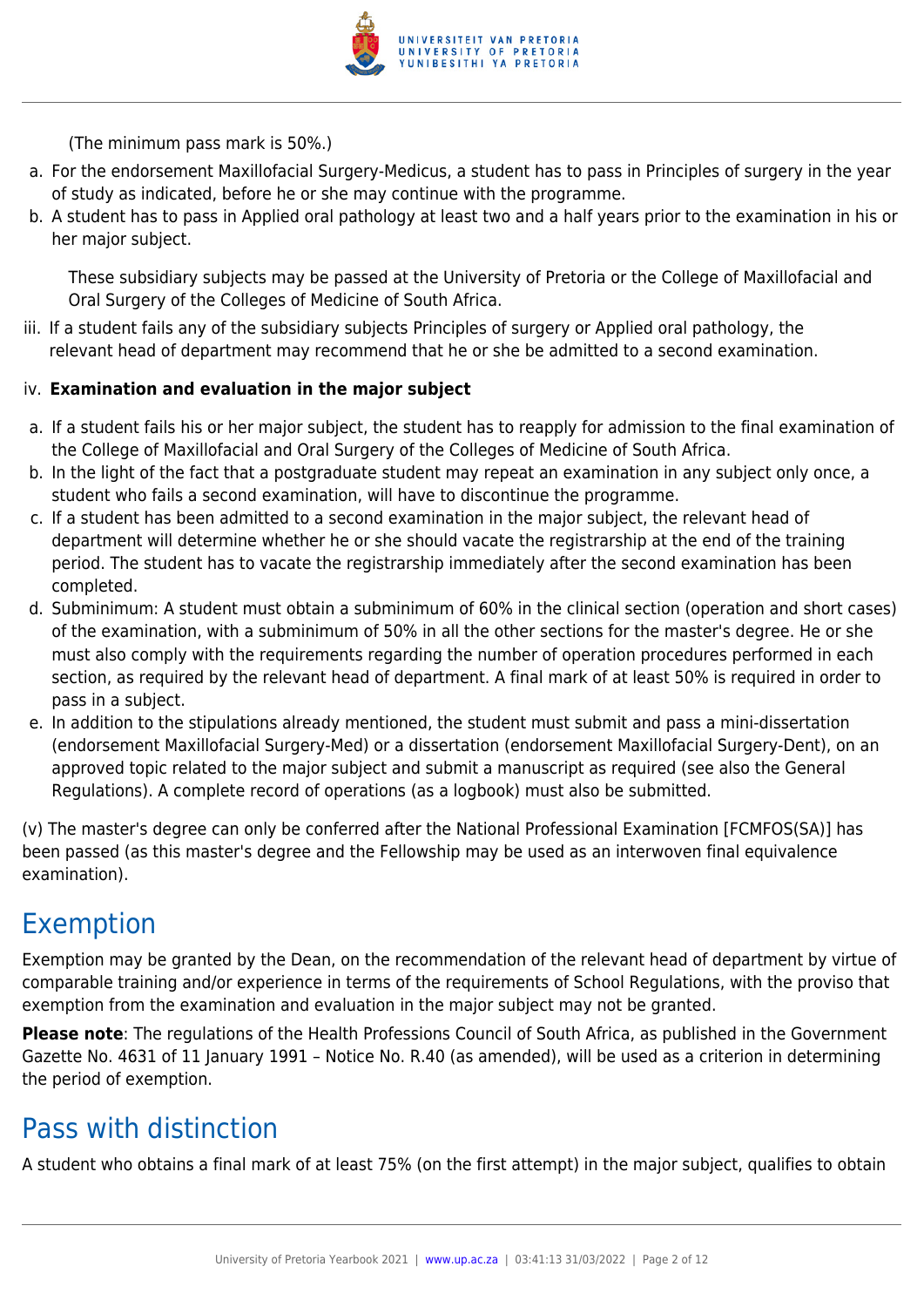(The minimum pass mark is 50%.)

a. For the endorsement Maxillofacial Surgery-Medicus, a student has to pass in Principles of surgery in the year of study as indicated, before he or she may continue with the programme.
b. A student has to pass in Applied oral pathology at least two and a half years prior to the examination in his or her major subject.

These subsidiary subjects may be passed at the University of Pretoria or the College of Maxillofacial and Oral Surgery of the Colleges of Medicine of South Africa.

iii. If a student fails any of the subsidiary subjects Principles of surgery or Applied oral pathology, the relevant head of department may recommend that he or she be admitted to a second examination.

iv. **Examination and evaluation in the major subject**

a. If a student fails his or her major subject, the student has to reapply for admission to the final examination of the College of Maxillofacial and Oral Surgery of the Colleges of Medicine of South Africa.
b. In the light of the fact that a postgraduate student may repeat an examination in any subject only once, a student who fails a second examination, will have to discontinue the programme.
c. If a student has been admitted to a second examination in the major subject, the relevant head of department will determine whether he or she should vacate the registrarship at the end of the training period. The student has to vacate the registrarship immediately after the second examination has been completed.
d. Subminimum: A student must obtain a subminimum of 60% in the clinical section (operation and short cases) of the examination, with a subminimum of 50% in all the other sections for the master's degree. He or she must also comply with the requirements regarding the number of operation procedures performed in each section, as required by the relevant head of department. A final mark of at least 50% is required in order to pass in a subject.
e. In addition to the stipulations already mentioned, the student must submit and pass a mini-dissertation (endorsement Maxillofacial Surgery-Med) or a dissertation (endorsement Maxillofacial Surgery-Dent), on an approved topic related to the major subject and submit a manuscript as required (see also the General Regulations). A complete record of operations (as a logbook) must also be submitted.

(v) The master's degree can only be conferred after the National Professional Examination [FCMFOS(SA)] has been passed (as this master's degree and the Fellowship may be used as an interwoven final equivalence examination).

## Exemption

Exemption may be granted by the Dean, on the recommendation of the relevant head of department by virtue of comparable training and/or experience in terms of the requirements of School Regulations, with the proviso that exemption from the examination and evaluation in the major subject may not be granted.

**Please note**: The regulations of the Health Professions Council of South Africa, as published in the Government Gazette No. 4631 of 11 January 1991 – Notice No. R.40 (as amended), will be used as a criterion in determining the period of exemption.

## Pass with distinction

A student who obtains a final mark of at least 75% (on the first attempt) in the major subject, qualifies to obtain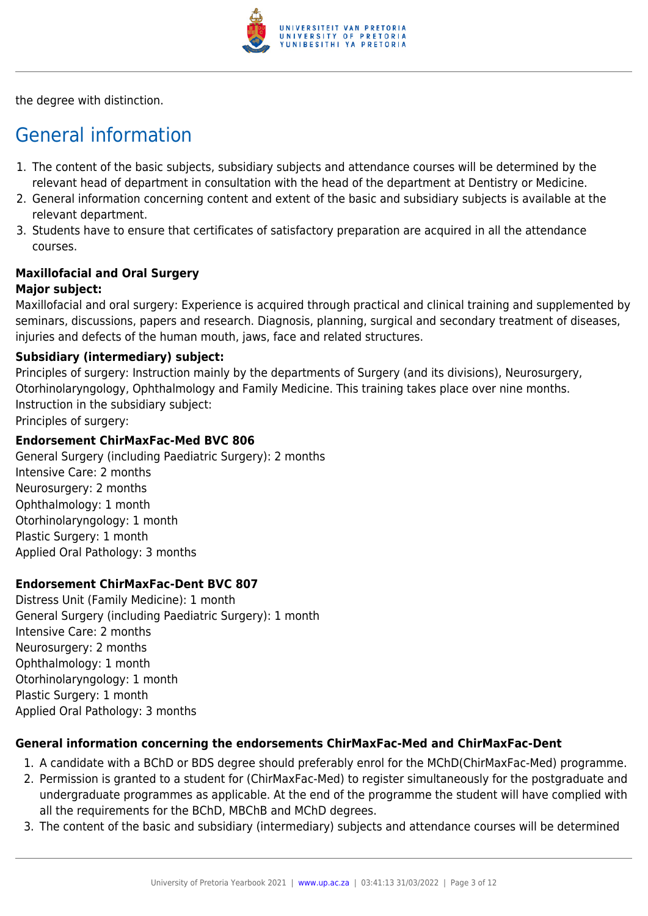the degree with distinction.

## General information

1. The content of the basic subjects, subsidiary subjects and attendance courses will be determined by the relevant head of department in consultation with the head of the department at Dentistry or Medicine.
2. General information concerning content and extent of the basic and subsidiary subjects is available at the relevant department.
3. Students have to ensure that certificates of satisfactory preparation are acquired in all the attendance courses.

**Maxillofacial and Oral Surgery**

**Major subject:**

Maxillofacial and oral surgery: Experience is acquired through practical and clinical training and supplemented by seminars, discussions, papers and research. Diagnosis, planning, surgical and secondary treatment of diseases, injuries and defects of the human mouth, jaws, face and related structures.

**Subsidiary (intermediary) subject:**

Principles of surgery: Instruction mainly by the departments of Surgery (and its divisions), Neurosurgery, Otorhinolaryngology, Ophthalmology and Family Medicine. This training takes place over nine months.
Instruction in the subsidiary subject:
Principles of surgery:

**Endorsement ChirMaxFac-Med BVC 806**

General Surgery (including Paediatric Surgery): 2 months
Intensive Care: 2 months
Neurosurgery: 2 months
Ophthalmology: 1 month
Otorhinolaryngology: 1 month
Plastic Surgery: 1 month
Applied Oral Pathology: 3 months

**Endorsement ChirMaxFac-Dent BVC 807**

Distress Unit (Family Medicine): 1 month
General Surgery (including Paediatric Surgery): 1 month
Intensive Care: 2 months
Neurosurgery: 2 months
Ophthalmology: 1 month
Otorhinolaryngology: 1 month
Plastic Surgery: 1 month
Applied Oral Pathology: 3 months

**General information concerning the endorsements ChirMaxFac-Med and ChirMaxFac-Dent**

1. A candidate with a BChD or BDS degree should preferably enrol for the MChD(ChirMaxFac-Med) programme.
2. Permission is granted to a student for (ChirMaxFac-Med) to register simultaneously for the postgraduate and undergraduate programmes as applicable. At the end of the programme the student will have complied with all the requirements for the BChD, MBChB and MChD degrees.
3. The content of the basic and subsidiary (intermediary) subjects and attendance courses will be determined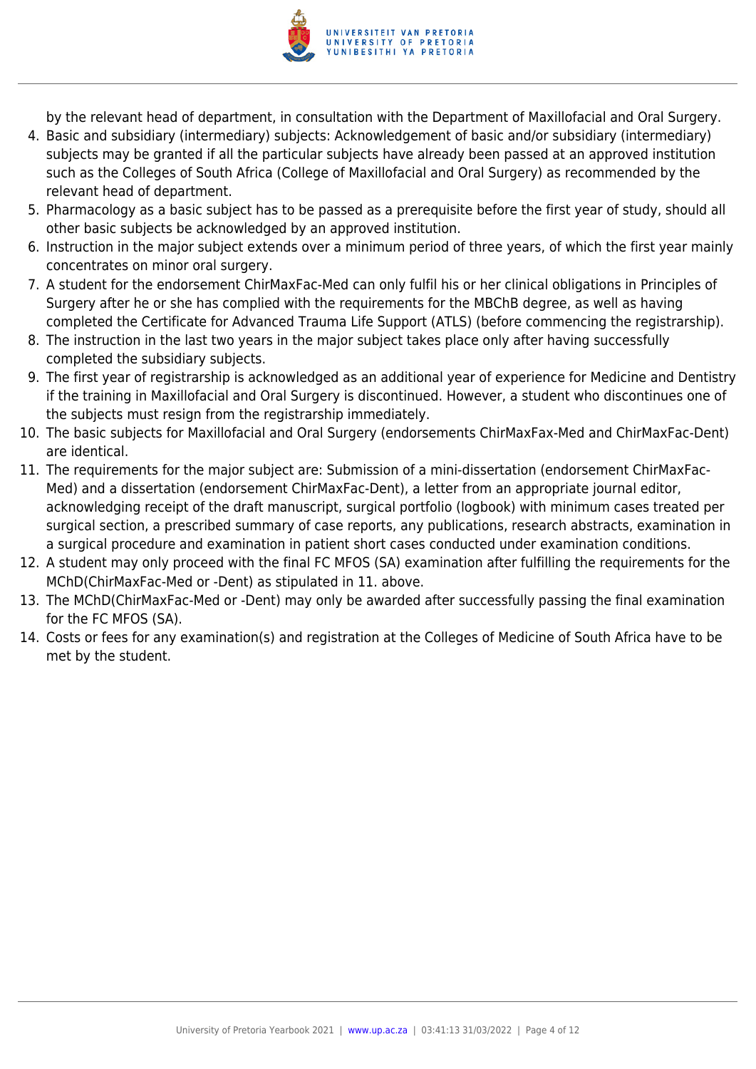by the relevant head of department, in consultation with the Department of Maxillofacial and Oral Surgery.

4. Basic and subsidiary (intermediary) subjects: Acknowledgement of basic and/or subsidiary (intermediary) subjects may be granted if all the particular subjects have already been passed at an approved institution such as the Colleges of South Africa (College of Maxillofacial and Oral Surgery) as recommended by the relevant head of department.
5. Pharmacology as a basic subject has to be passed as a prerequisite before the first year of study, should all other basic subjects be acknowledged by an approved institution.
6. Instruction in the major subject extends over a minimum period of three years, of which the first year mainly concentrates on minor oral surgery.
7. A student for the endorsement ChirMaxFac-Med can only fulfil his or her clinical obligations in Principles of Surgery after he or she has complied with the requirements for the MBChB degree, as well as having completed the Certificate for Advanced Trauma Life Support (ATLS) (before commencing the registrarship).
8. The instruction in the last two years in the major subject takes place only after having successfully completed the subsidiary subjects.
9. The first year of registrarship is acknowledged as an additional year of experience for Medicine and Dentistry if the training in Maxillofacial and Oral Surgery is discontinued. However, a student who discontinues one of the subjects must resign from the registrarship immediately.
10. The basic subjects for Maxillofacial and Oral Surgery (endorsements ChirMaxFax-Med and ChirMaxFac-Dent) are identical.
11. The requirements for the major subject are: Submission of a mini-dissertation (endorsement ChirMaxFac-Med) and a dissertation (endorsement ChirMaxFac-Dent), a letter from an appropriate journal editor, acknowledging receipt of the draft manuscript, surgical portfolio (logbook) with minimum cases treated per surgical section, a prescribed summary of case reports, any publications, research abstracts, examination in a surgical procedure and examination in patient short cases conducted under examination conditions.
12. A student may only proceed with the final FC MFOS (SA) examination after fulfilling the requirements for the MChD(ChirMaxFac-Med or -Dent) as stipulated in 11. above.
13. The MChD(ChirMaxFac-Med or -Dent) may only be awarded after successfully passing the final examination for the FC MFOS (SA).
14. Costs or fees for any examination(s) and registration at the Colleges of Medicine of South Africa have to be met by the student.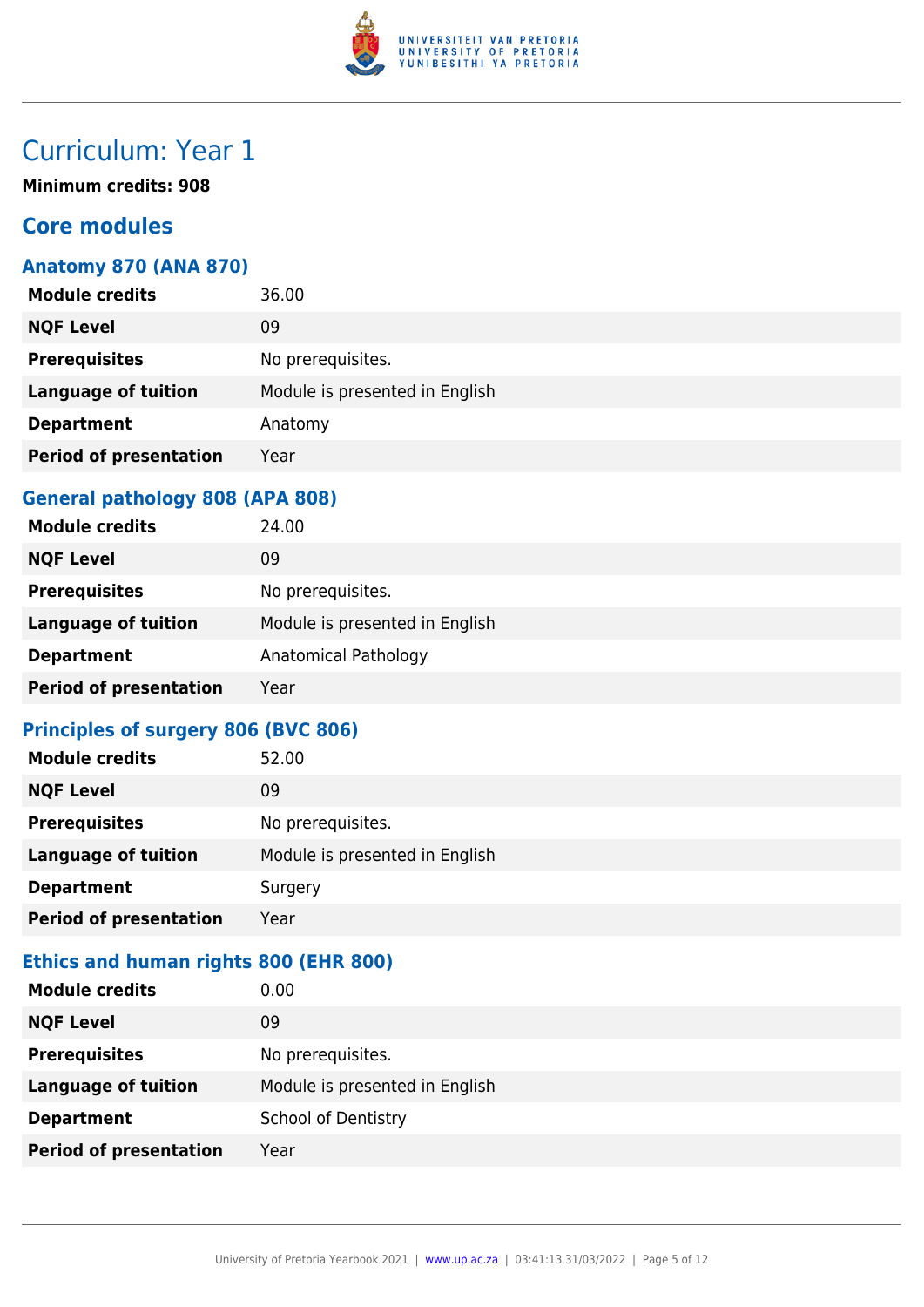# Curriculum: Year 1

**Minimum credits: 908**

## Core modules

### Anatomy 870 (ANA 870)

| | |
|---|---|
| **Module credits** | 36.00 |
| **NQF Level** | 09 |
| **Prerequisites** | No prerequisites. |
| **Language of tuition** | Module is presented in English |
| **Department** | Anatomy |
| **Period of presentation** | Year |

### General pathology 808 (APA 808)

| | |
|---|---|
| **Module credits** | 24.00 |
| **NQF Level** | 09 |
| **Prerequisites** | No prerequisites. |
| **Language of tuition** | Module is presented in English |
| **Department** | Anatomical Pathology |
| **Period of presentation** | Year |

### Principles of surgery 806 (BVC 806)

| | |
|---|---|
| **Module credits** | 52.00 |
| **NQF Level** | 09 |
| **Prerequisites** | No prerequisites. |
| **Language of tuition** | Module is presented in English |
| **Department** | Surgery |
| **Period of presentation** | Year |

### Ethics and human rights 800 (EHR 800)

| | |
|---|---|
| **Module credits** | 0.00 |
| **NQF Level** | 09 |
| **Prerequisites** | No prerequisites. |
| **Language of tuition** | Module is presented in English |
| **Department** | School of Dentistry |
| **Period of presentation** | Year |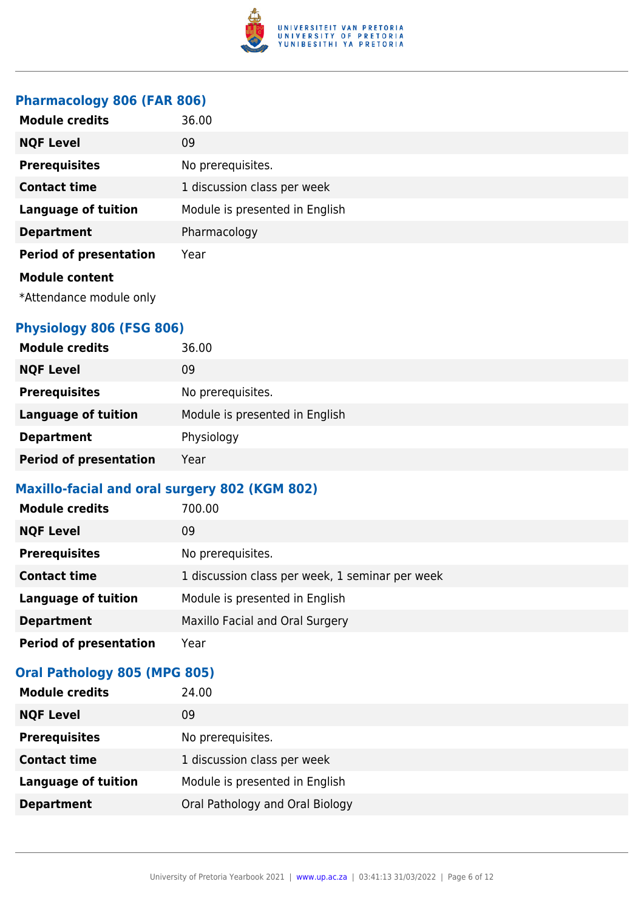### Pharmacology 806 (FAR 806)

| | |
|---|---|
| **Module credits** | 36.00 |
| **NQF Level** | 09 |
| **Prerequisites** | No prerequisites. |
| **Contact time** | 1 discussion class per week |
| **Language of tuition** | Module is presented in English |
| **Department** | Pharmacology |
| **Period of presentation** | Year |

**Module content**

*Attendance module only

### Physiology 806 (FSG 806)

| | |
|---|---|
| **Module credits** | 36.00 |
| **NQF Level** | 09 |
| **Prerequisites** | No prerequisites. |
| **Language of tuition** | Module is presented in English |
| **Department** | Physiology |
| **Period of presentation** | Year |

### Maxillo-facial and oral surgery 802 (KGM 802)

| | |
|---|---|
| **Module credits** | 700.00 |
| **NQF Level** | 09 |
| **Prerequisites** | No prerequisites. |
| **Contact time** | 1 discussion class per week, 1 seminar per week |
| **Language of tuition** | Module is presented in English |
| **Department** | Maxillo Facial and Oral Surgery |
| **Period of presentation** | Year |

### Oral Pathology 805 (MPG 805)

| | |
|---|---|
| **Module credits** | 24.00 |
| **NQF Level** | 09 |
| **Prerequisites** | No prerequisites. |
| **Contact time** | 1 discussion class per week |
| **Language of tuition** | Module is presented in English |
| **Department** | Oral Pathology and Oral Biology |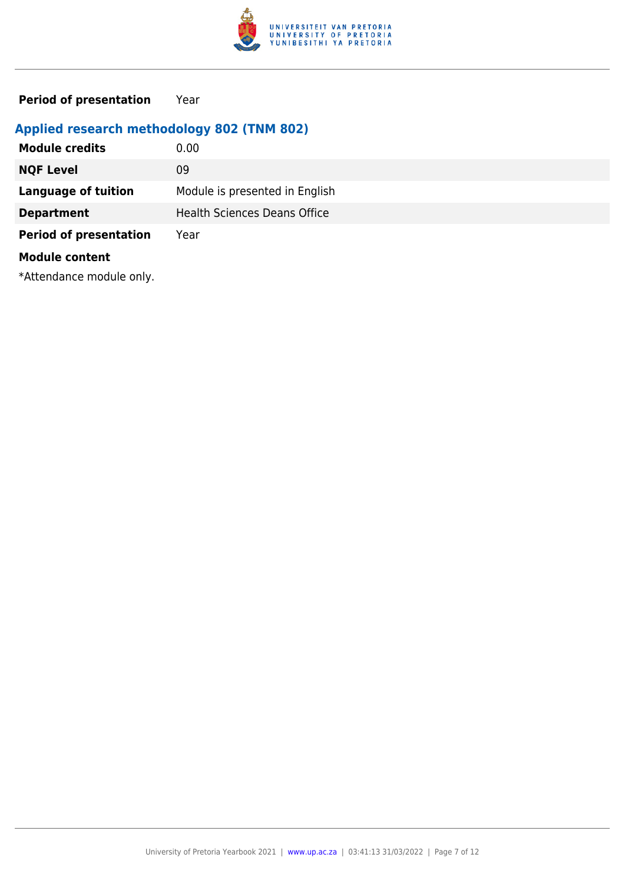| | |
|---|---|
| **Period of presentation** | Year |

## Applied research methodology 802 (TNM 802)

| | |
|---|---|
| **Module credits** | 0.00 |
| **NQF Level** | 09 |
| **Language of tuition** | Module is presented in English |
| **Department** | Health Sciences Deans Office |
| **Period of presentation** | Year |

**Module content**

*Attendance module only.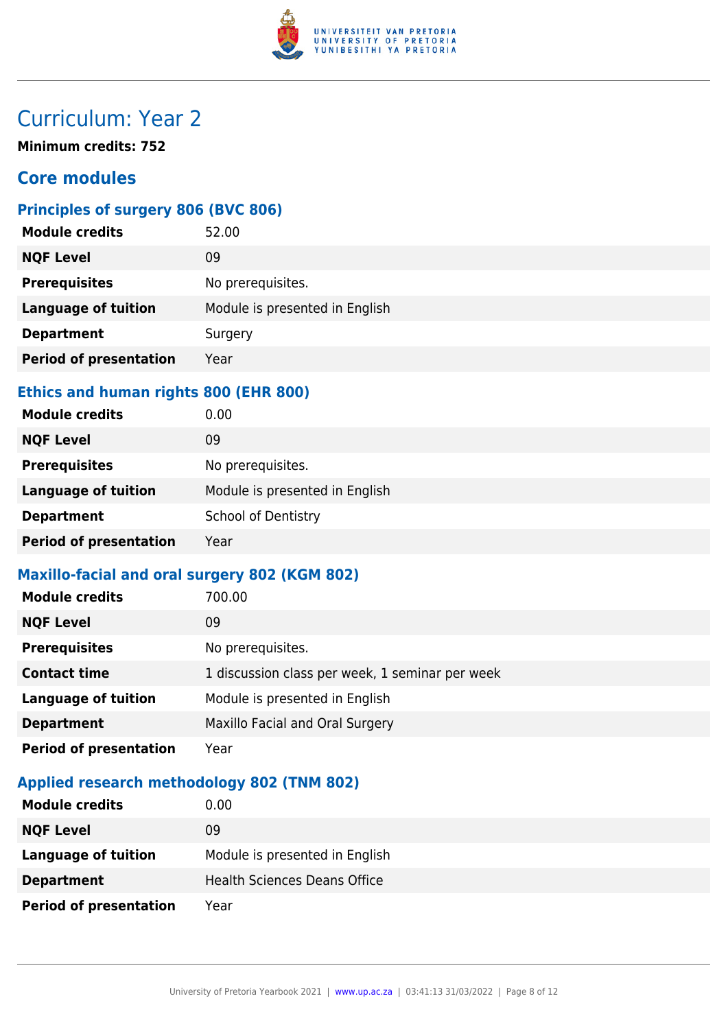# Curriculum: Year 2

**Minimum credits: 752**

## Core modules

### Principles of surgery 806 (BVC 806)

| | |
|---|---|
| **Module credits** | 52.00 |
| **NQF Level** | 09 |
| **Prerequisites** | No prerequisites. |
| **Language of tuition** | Module is presented in English |
| **Department** | Surgery |
| **Period of presentation** | Year |

### Ethics and human rights 800 (EHR 800)

| | |
|---|---|
| **Module credits** | 0.00 |
| **NQF Level** | 09 |
| **Prerequisites** | No prerequisites. |
| **Language of tuition** | Module is presented in English |
| **Department** | School of Dentistry |
| **Period of presentation** | Year |

### Maxillo-facial and oral surgery 802 (KGM 802)

| | |
|---|---|
| **Module credits** | 700.00 |
| **NQF Level** | 09 |
| **Prerequisites** | No prerequisites. |
| **Contact time** | 1 discussion class per week, 1 seminar per week |
| **Language of tuition** | Module is presented in English |
| **Department** | Maxillo Facial and Oral Surgery |
| **Period of presentation** | Year |

### Applied research methodology 802 (TNM 802)

| | |
|---|---|
| **Module credits** | 0.00 |
| **NQF Level** | 09 |
| **Language of tuition** | Module is presented in English |
| **Department** | Health Sciences Deans Office |
| **Period of presentation** | Year |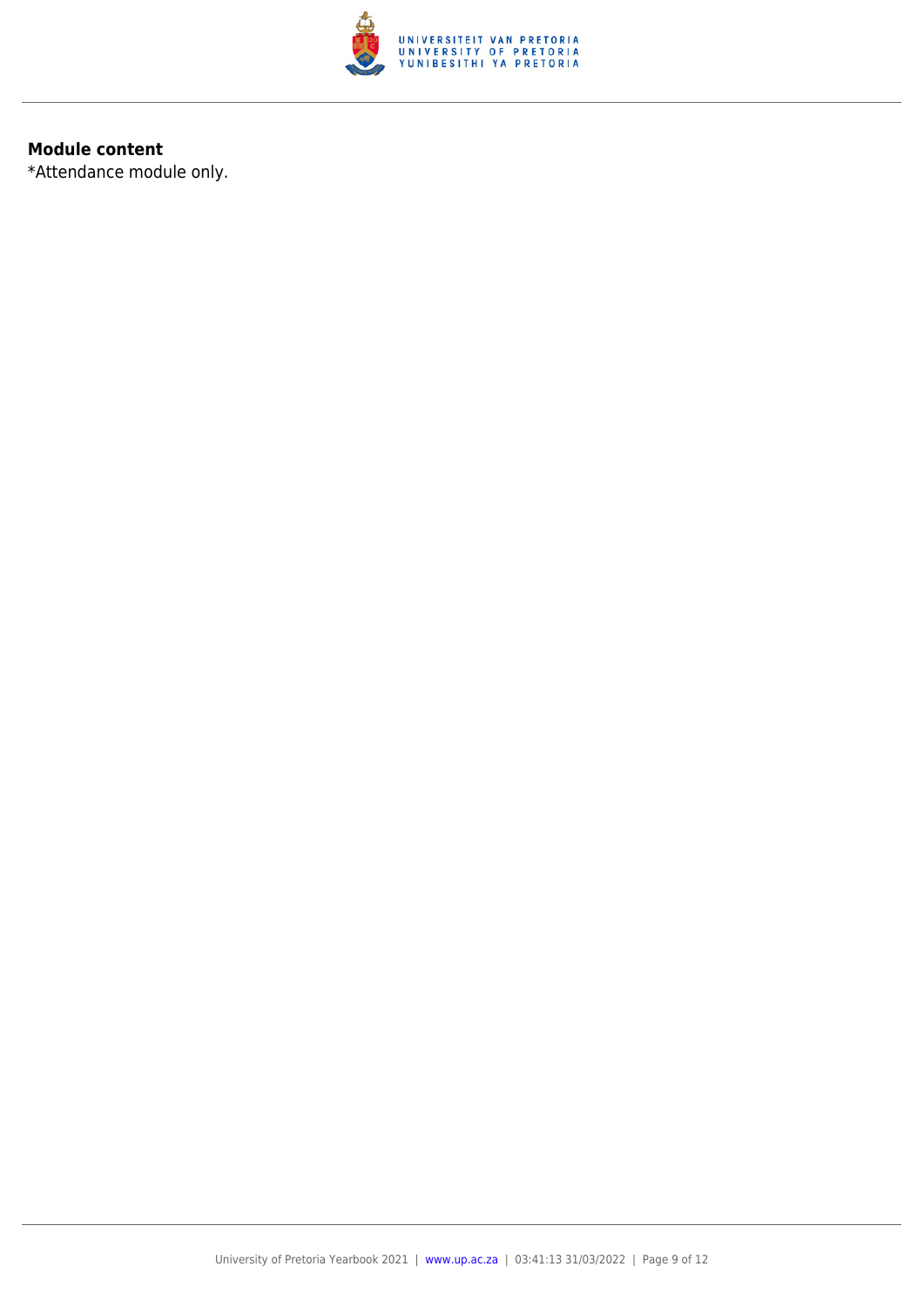**Module content**

*Attendance module only.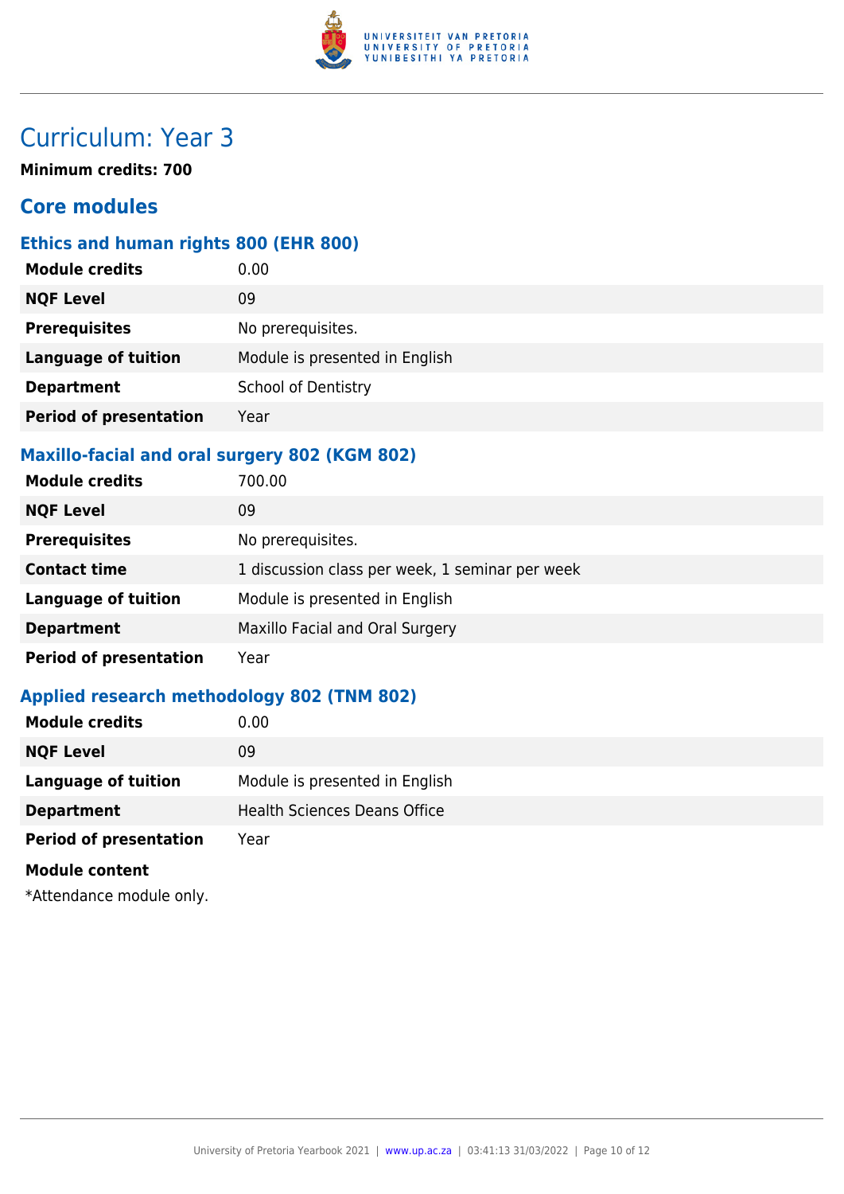# Curriculum: Year 3

**Minimum credits: 700**

## Core modules

### Ethics and human rights 800 (EHR 800)

| | |
|---|---|
| **Module credits** | 0.00 |
| **NQF Level** | 09 |
| **Prerequisites** | No prerequisites. |
| **Language of tuition** | Module is presented in English |
| **Department** | School of Dentistry |
| **Period of presentation** | Year |

### Maxillo-facial and oral surgery 802 (KGM 802)

| | |
|---|---|
| **Module credits** | 700.00 |
| **NQF Level** | 09 |
| **Prerequisites** | No prerequisites. |
| **Contact time** | 1 discussion class per week, 1 seminar per week |
| **Language of tuition** | Module is presented in English |
| **Department** | Maxillo Facial and Oral Surgery |
| **Period of presentation** | Year |

### Applied research methodology 802 (TNM 802)

| | |
|---|---|
| **Module credits** | 0.00 |
| **NQF Level** | 09 |
| **Language of tuition** | Module is presented in English |
| **Department** | Health Sciences Deans Office |
| **Period of presentation** | Year |

**Module content**

*Attendance module only.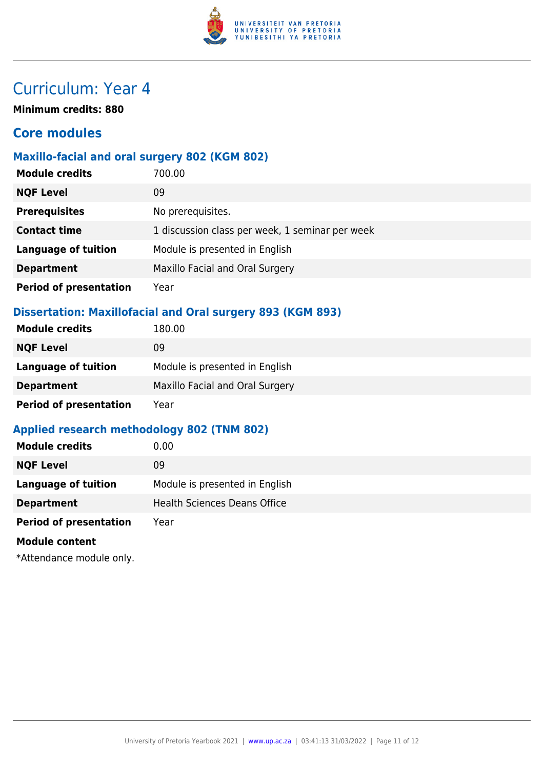# Curriculum: Year 4

**Minimum credits: 880**

## Core modules

### Maxillo-facial and oral surgery 802 (KGM 802)

| | |
|---|---|
| **Module credits** | 700.00 |
| **NQF Level** | 09 |
| **Prerequisites** | No prerequisites. |
| **Contact time** | 1 discussion class per week, 1 seminar per week |
| **Language of tuition** | Module is presented in English |
| **Department** | Maxillo Facial and Oral Surgery |
| **Period of presentation** | Year |

### Dissertation: Maxillofacial and Oral surgery 893 (KGM 893)

| | |
|---|---|
| **Module credits** | 180.00 |
| **NQF Level** | 09 |
| **Language of tuition** | Module is presented in English |
| **Department** | Maxillo Facial and Oral Surgery |
| **Period of presentation** | Year |

### Applied research methodology 802 (TNM 802)

| | |
|---|---|
| **Module credits** | 0.00 |
| **NQF Level** | 09 |
| **Language of tuition** | Module is presented in English |
| **Department** | Health Sciences Deans Office |
| **Period of presentation** | Year |

**Module content**

*Attendance module only.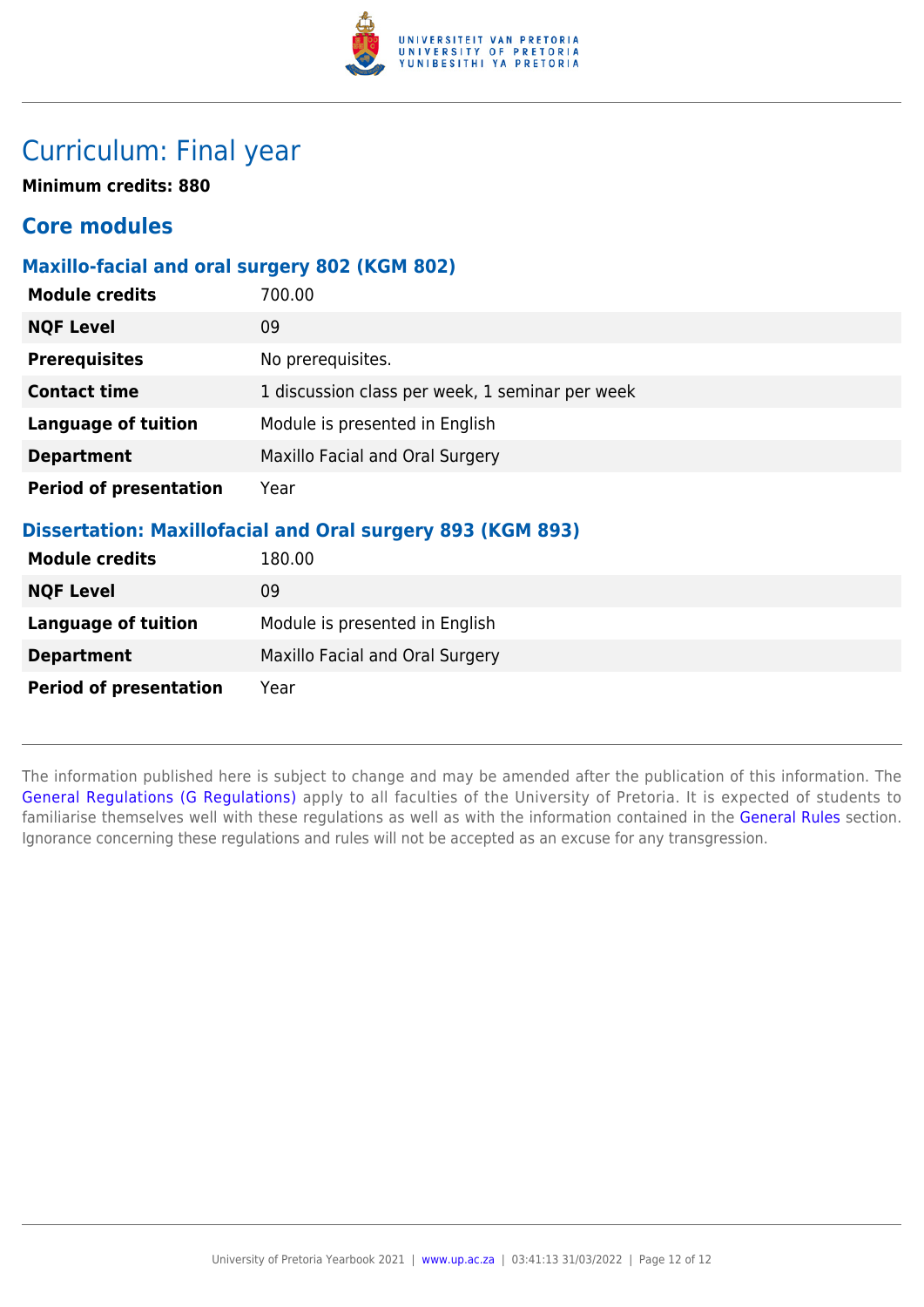# Curriculum: Final year

**Minimum credits: 880**

## Core modules

### Maxillo-facial and oral surgery 802 (KGM 802)

| | |
|---|---|
| **Module credits** | 700.00 |
| **NQF Level** | 09 |
| **Prerequisites** | No prerequisites. |
| **Contact time** | 1 discussion class per week, 1 seminar per week |
| **Language of tuition** | Module is presented in English |
| **Department** | Maxillo Facial and Oral Surgery |
| **Period of presentation** | Year |

### Dissertation: Maxillofacial and Oral surgery 893 (KGM 893)

| | |
|---|---|
| **Module credits** | 180.00 |
| **NQF Level** | 09 |
| **Language of tuition** | Module is presented in English |
| **Department** | Maxillo Facial and Oral Surgery |
| **Period of presentation** | Year |

The information published here is subject to change and may be amended after the publication of this information. The General Regulations (G Regulations) apply to all faculties of the University of Pretoria. It is expected of students to familiarise themselves well with these regulations as well as with the information contained in the General Rules section. Ignorance concerning these regulations and rules will not be accepted as an excuse for any transgression.